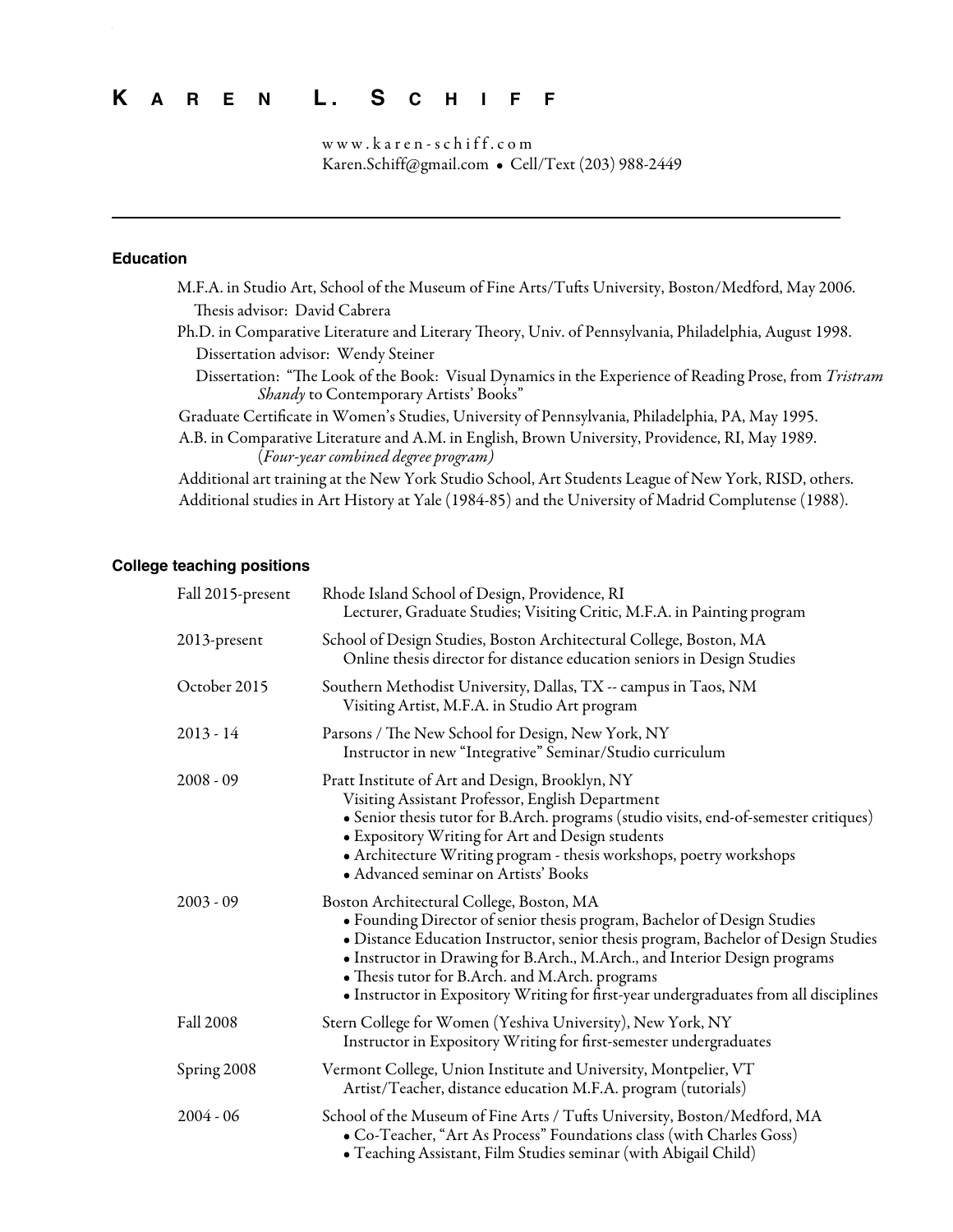# KAREN L. SCHIFF

www.karen-schiff.com
Karen.Schiff@gmail.com • Cell/Text (203) 988-2449

---

## Education

M.F.A. in Studio Art, School of the Museum of Fine Arts/Tufts University, Boston/Medford, May 2006.
Thesis advisor: David Cabrera

Ph.D. in Comparative Literature and Literary Theory, Univ. of Pennsylvania, Philadelphia, August 1998.
Dissertation advisor: Wendy Steiner
Dissertation: "The Look of the Book: Visual Dynamics in the Experience of Reading Prose, from *Tristram Shandy* to Contemporary Artists' Books"

Graduate Certificate in Women's Studies, University of Pennsylvania, Philadelphia, PA, May 1995.

A.B. in Comparative Literature and A.M. in English, Brown University, Providence, RI, May 1989.
(*Four-year combined degree program)*

Additional art training at the New York Studio School, Art Students League of New York, RISD, others.

Additional studies in Art History at Yale (1984-85) and the University of Madrid Complutense (1988).

## College teaching positions

| | |
|---|---|
| Fall 2015-present | Rhode Island School of Design, Providence, RI<br>Lecturer, Graduate Studies; Visiting Critic, M.F.A. in Painting program |
| 2013-present | School of Design Studies, Boston Architectural College, Boston, MA<br>Online thesis director for distance education seniors in Design Studies |
| October 2015 | Southern Methodist University, Dallas, TX -- campus in Taos, NM<br>Visiting Artist, M.F.A. in Studio Art program |
| 2013 - 14 | Parsons / The New School for Design, New York, NY<br>Instructor in new "Integrative" Seminar/Studio curriculum |
| 2008 - 09 | Pratt Institute of Art and Design, Brooklyn, NY<br>Visiting Assistant Professor, English Department<br>• Senior thesis tutor for B.Arch. programs (studio visits, end-of-semester critiques)<br>• Expository Writing for Art and Design students<br>• Architecture Writing program - thesis workshops, poetry workshops<br>• Advanced seminar on Artists' Books |
| 2003 - 09 | Boston Architectural College, Boston, MA<br>• Founding Director of senior thesis program, Bachelor of Design Studies<br>• Distance Education Instructor, senior thesis program, Bachelor of Design Studies<br>• Instructor in Drawing for B.Arch., M.Arch., and Interior Design programs<br>• Thesis tutor for B.Arch. and M.Arch. programs<br>• Instructor in Expository Writing for first-year undergraduates from all disciplines |
| Fall 2008 | Stern College for Women (Yeshiva University), New York, NY<br>Instructor in Expository Writing for first-semester undergraduates |
| Spring 2008 | Vermont College, Union Institute and University, Montpelier, VT<br>Artist/Teacher, distance education M.F.A. program (tutorials) |
| 2004 - 06 | School of the Museum of Fine Arts / Tufts University, Boston/Medford, MA<br>• Co-Teacher, "Art As Process" Foundations class (with Charles Goss)<br>• Teaching Assistant, Film Studies seminar (with Abigail Child) |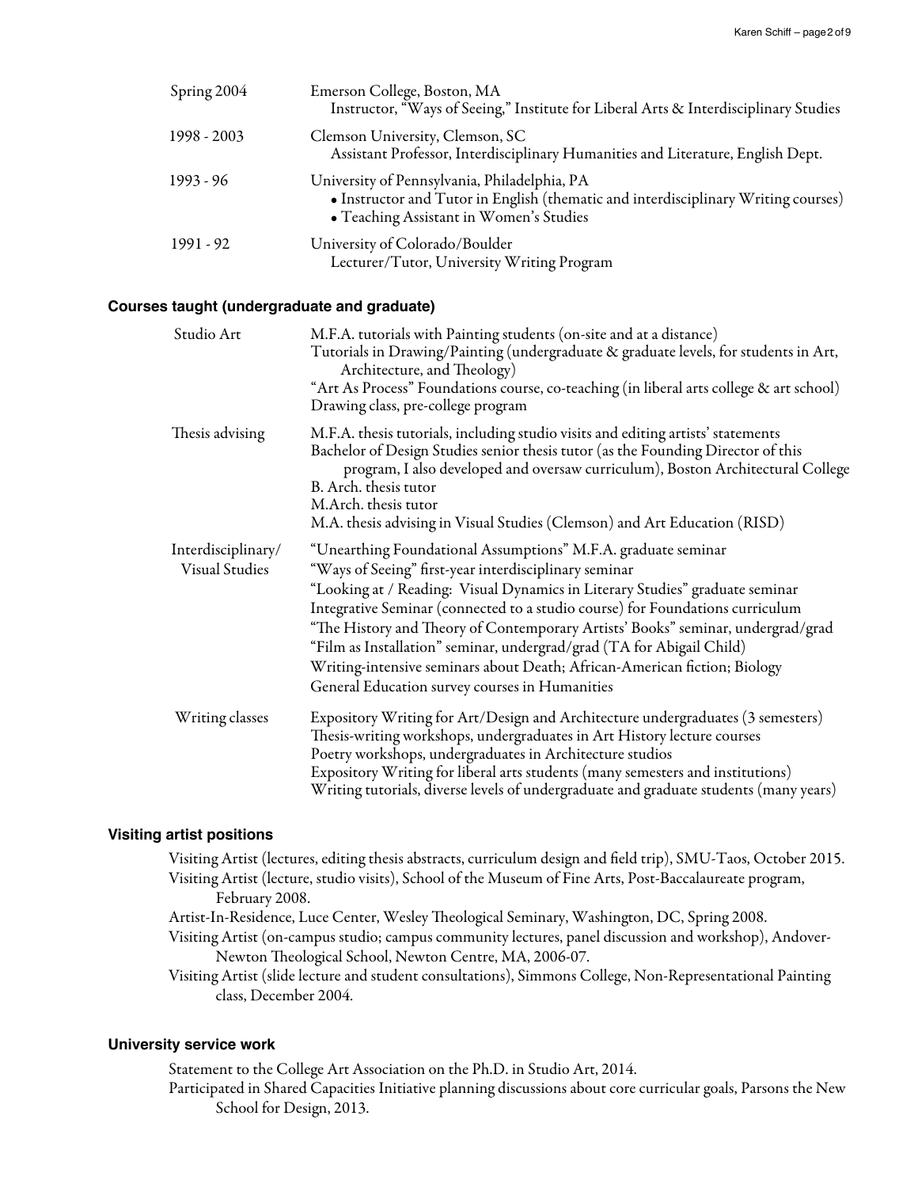| | |
|---|---|
| Spring 2004 | Emerson College, Boston, MA<br>Instructor, "Ways of Seeing," Institute for Liberal Arts & Interdisciplinary Studies |
| 1998 - 2003 | Clemson University, Clemson, SC<br>Assistant Professor, Interdisciplinary Humanities and Literature, English Dept. |
| 1993 - 96 | University of Pennsylvania, Philadelphia, PA<br>• Instructor and Tutor in English (thematic and interdisciplinary Writing courses)<br>• Teaching Assistant in Women's Studies |
| 1991 - 92 | University of Colorado/Boulder<br>Lecturer/Tutor, University Writing Program |

### Courses taught (undergraduate and graduate)

| | |
|---|---|
| Studio Art | M.F.A. tutorials with Painting students (on-site and at a distance)<br>Tutorials in Drawing/Painting (undergraduate & graduate levels, for students in Art, Architecture, and Theology)<br>"Art As Process" Foundations course, co-teaching (in liberal arts college & art school)<br>Drawing class, pre-college program |
| Thesis advising | M.F.A. thesis tutorials, including studio visits and editing artists' statements<br>Bachelor of Design Studies senior thesis tutor (as the Founding Director of this program, I also developed and oversaw curriculum), Boston Architectural College<br>B. Arch. thesis tutor<br>M.Arch. thesis tutor<br>M.A. thesis advising in Visual Studies (Clemson) and Art Education (RISD) |
| Interdisciplinary/ Visual Studies | "Unearthing Foundational Assumptions" M.F.A. graduate seminar<br>"Ways of Seeing" first-year interdisciplinary seminar<br>"Looking at / Reading: Visual Dynamics in Literary Studies" graduate seminar<br>Integrative Seminar (connected to a studio course) for Foundations curriculum<br>"The History and Theory of Contemporary Artists' Books" seminar, undergrad/grad<br>"Film as Installation" seminar, undergrad/grad (TA for Abigail Child)<br>Writing-intensive seminars about Death; African-American fiction; Biology<br>General Education survey courses in Humanities |
| Writing classes | Expository Writing for Art/Design and Architecture undergraduates (3 semesters)<br>Thesis-writing workshops, undergraduates in Art History lecture courses<br>Poetry workshops, undergraduates in Architecture studios<br>Expository Writing for liberal arts students (many semesters and institutions)<br>Writing tutorials, diverse levels of undergraduate and graduate students (many years) |

### Visiting artist positions

Visiting Artist (lectures, editing thesis abstracts, curriculum design and field trip), SMU-Taos, October 2015.

Visiting Artist (lecture, studio visits), School of the Museum of Fine Arts, Post-Baccalaureate program, February 2008.

Artist-In-Residence, Luce Center, Wesley Theological Seminary, Washington, DC, Spring 2008.

Visiting Artist (on-campus studio; campus community lectures, panel discussion and workshop), Andover-Newton Theological School, Newton Centre, MA, 2006-07.

Visiting Artist (slide lecture and student consultations), Simmons College, Non-Representational Painting class, December 2004.

### University service work

Statement to the College Art Association on the Ph.D. in Studio Art, 2014.

Participated in Shared Capacities Initiative planning discussions about core curricular goals, Parsons the New School for Design, 2013.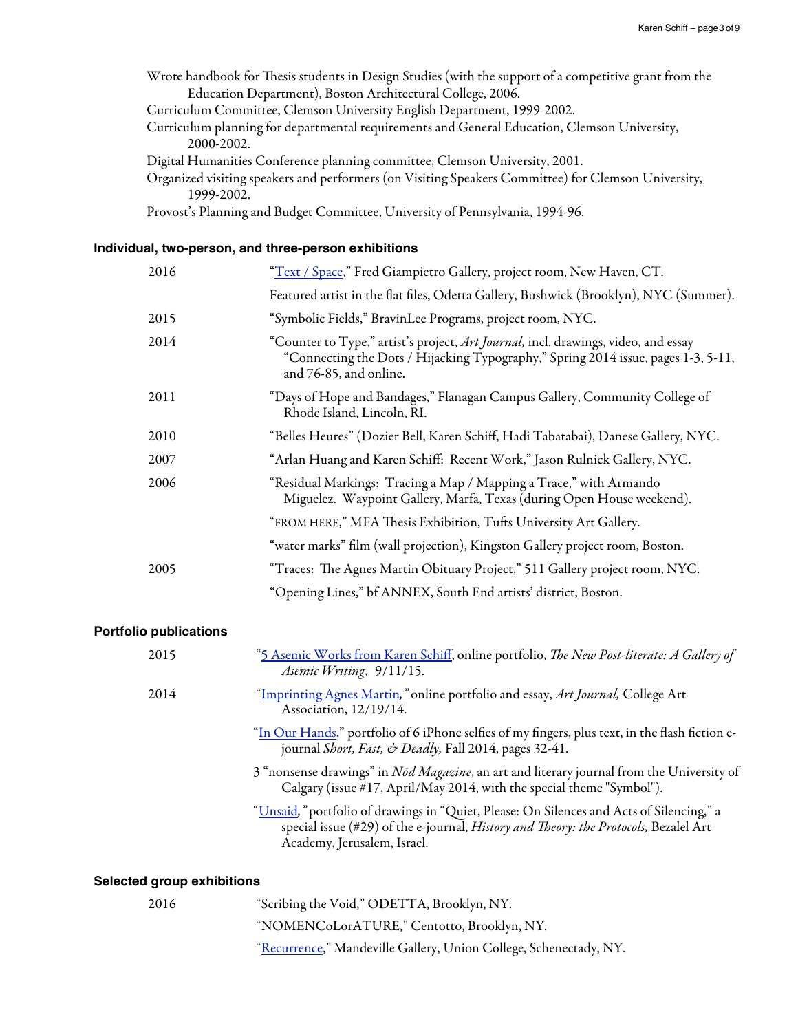Wrote handbook for Thesis students in Design Studies (with the support of a competitive grant from the Education Department), Boston Architectural College, 2006.
Curriculum Committee, Clemson University English Department, 1999-2002.
Curriculum planning for departmental requirements and General Education, Clemson University, 2000-2002.
Digital Humanities Conference planning committee, Clemson University, 2001.
Organized visiting speakers and performers (on Visiting Speakers Committee) for Clemson University, 1999-2002.
Provost's Planning and Budget Committee, University of Pennsylvania, 1994-96.

### Individual, two-person, and three-person exhibitions

| | |
|---|---|
| 2016 | "Text / Space," Fred Giampietro Gallery, project room, New Haven, CT. |
| | Featured artist in the flat files, Odetta Gallery, Bushwick (Brooklyn), NYC (Summer). |
| 2015 | "Symbolic Fields," BravinLee Programs, project room, NYC. |
| 2014 | "Counter to Type," artist's project, *Art Journal,* incl. drawings, video, and essay "Connecting the Dots / Hijacking Typography," Spring 2014 issue, pages 1-3, 5-11, and 76-85, and online. |
| 2011 | "Days of Hope and Bandages," Flanagan Campus Gallery, Community College of Rhode Island, Lincoln, RI. |
| 2010 | "Belles Heures" (Dozier Bell, Karen Schiff, Hadi Tabatabai), Danese Gallery, NYC. |
| 2007 | "Arlan Huang and Karen Schiff: Recent Work," Jason Rulnick Gallery, NYC. |
| 2006 | "Residual Markings: Tracing a Map / Mapping a Trace," with Armando Miguelez. Waypoint Gallery, Marfa, Texas (during Open House weekend). |
| | "FROM HERE," MFA Thesis Exhibition, Tufts University Art Gallery. |
| | "water marks" film (wall projection), Kingston Gallery project room, Boston. |
| 2005 | "Traces: The Agnes Martin Obituary Project," 511 Gallery project room, NYC. |
| | "Opening Lines," bf ANNEX, South End artists' district, Boston. |

### Portfolio publications

| | |
|---|---|
| 2015 | "5 Asemic Works from Karen Schiff, online portfolio, *The New Post-literate: A Gallery of Asemic Writing*, 9/11/15. |
| 2014 | "Imprinting Agnes Martin," online portfolio and essay, *Art Journal,* College Art Association, 12/19/14. |
| | "In Our Hands," portfolio of 6 iPhone selfies of my fingers, plus text, in the flash fiction e-journal *Short, Fast, & Deadly,* Fall 2014, pages 32-41. |
| | 3 "nonsense drawings" in *Nōd Magazine*, an art and literary journal from the University of Calgary (issue #17, April/May 2014, with the special theme "Symbol"). |
| | "Unsaid," portfolio of drawings in "Quiet, Please: On Silences and Acts of Silencing," a special issue (#29) of the e-journal, *History and Theory: the Protocols,* Bezalel Art Academy, Jerusalem, Israel. |

### Selected group exhibitions

| | |
|---|---|
| 2016 | "Scribing the Void," ODETTA, Brooklyn, NY. |
| | "NOMENCoLorATURE," Centotto, Brooklyn, NY. |
| | "Recurrence," Mandeville Gallery, Union College, Schenectady, NY. |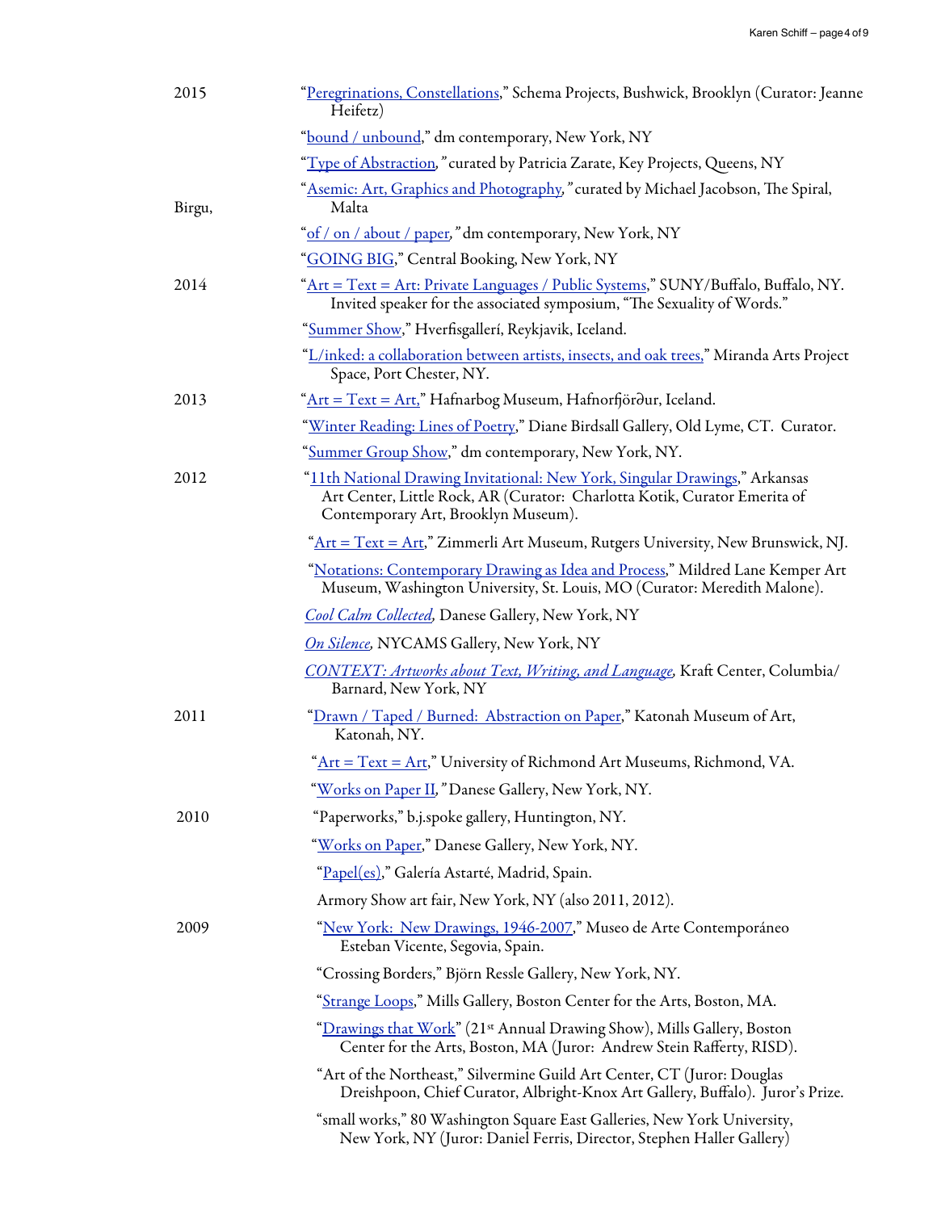2015

"Peregrinations, Constellations," Schema Projects, Bushwick, Brooklyn (Curator: Jeanne Heifetz)

"bound / unbound," dm contemporary, New York, NY

"Type of Abstraction," curated by Patricia Zarate, Key Projects, Queens, NY

"Asemic: Art, Graphics and Photography," curated by Michael Jacobson, The Spiral, Birgu, Malta

"of / on / about / paper," dm contemporary, New York, NY

"GOING BIG," Central Booking, New York, NY

2014

"Art = Text = Art: Private Languages / Public Systems," SUNY/Buffalo, Buffalo, NY. Invited speaker for the associated symposium, "The Sexuality of Words."

"Summer Show," Hverfisgallerí, Reykjavik, Iceland.

"L/inked: a collaboration between artists, insects, and oak trees," Miranda Arts Project Space, Port Chester, NY.

2013

"Art = Text = Art," Hafnarbog Museum, Hafnorfjörður, Iceland.

"Winter Reading: Lines of Poetry," Diane Birdsall Gallery, Old Lyme, CT. Curator.

"Summer Group Show," dm contemporary, New York, NY.

2012

"11th National Drawing Invitational: New York, Singular Drawings," Arkansas Art Center, Little Rock, AR (Curator: Charlotta Kotik, Curator Emerita of Contemporary Art, Brooklyn Museum).

"Art = Text = Art," Zimmerli Art Museum, Rutgers University, New Brunswick, NJ.

"Notations: Contemporary Drawing as Idea and Process," Mildred Lane Kemper Art Museum, Washington University, St. Louis, MO (Curator: Meredith Malone).

*Cool Calm Collected,* Danese Gallery, New York, NY

*On Silence,* NYCAMS Gallery, New York, NY

*CONTEXT: Artworks about Text, Writing, and Language,* Kraft Center, Columbia/Barnard, New York, NY

2011

"Drawn / Taped / Burned: Abstraction on Paper," Katonah Museum of Art, Katonah, NY.

"Art = Text = Art," University of Richmond Art Museums, Richmond, VA.

"Works on Paper II," Danese Gallery, New York, NY.

2010

"Paperworks," b.j.spoke gallery, Huntington, NY.

"Works on Paper," Danese Gallery, New York, NY.

"Papel(es)," Galería Astarté, Madrid, Spain.

Armory Show art fair, New York, NY (also 2011, 2012).

2009

"New York: New Drawings, 1946-2007," Museo de Arte Contemporáneo Esteban Vicente, Segovia, Spain.

"Crossing Borders," Björn Ressle Gallery, New York, NY.

"Strange Loops," Mills Gallery, Boston Center for the Arts, Boston, MA.

"Drawings that Work" (21st Annual Drawing Show), Mills Gallery, Boston Center for the Arts, Boston, MA (Juror: Andrew Stein Rafferty, RISD).

"Art of the Northeast," Silvermine Guild Art Center, CT (Juror: Douglas Dreishpoon, Chief Curator, Albright-Knox Art Gallery, Buffalo). Juror's Prize.

"small works," 80 Washington Square East Galleries, New York University, New York, NY (Juror: Daniel Ferris, Director, Stephen Haller Gallery)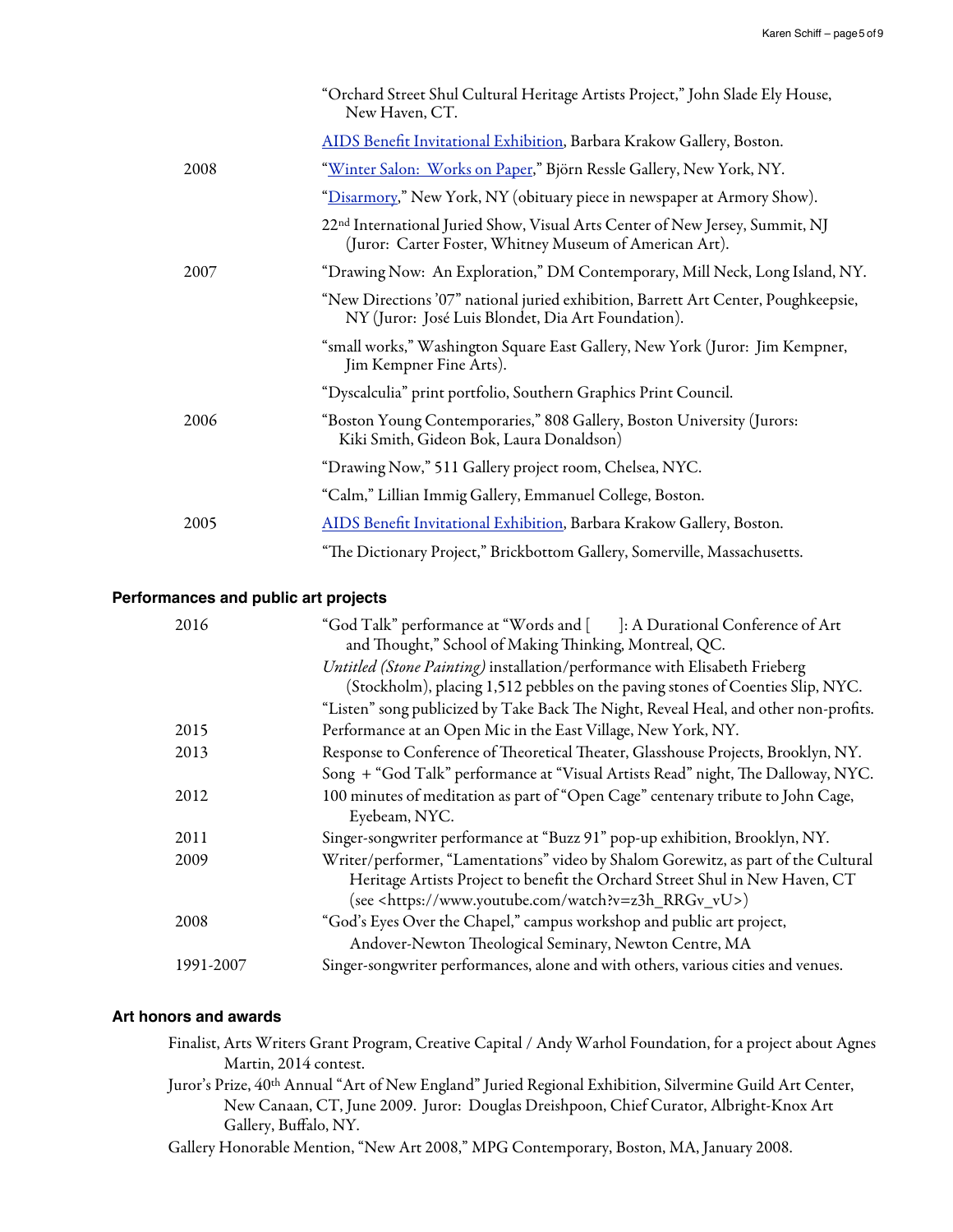"Orchard Street Shul Cultural Heritage Artists Project," John Slade Ely House, New Haven, CT.

AIDS Benefit Invitational Exhibition, Barbara Krakow Gallery, Boston.

2008 "Winter Salon: Works on Paper," Björn Ressle Gallery, New York, NY.

"Disarmory," New York, NY (obituary piece in newspaper at Armory Show).

22nd International Juried Show, Visual Arts Center of New Jersey, Summit, NJ (Juror: Carter Foster, Whitney Museum of American Art).

2007 "Drawing Now: An Exploration," DM Contemporary, Mill Neck, Long Island, NY.

"New Directions '07" national juried exhibition, Barrett Art Center, Poughkeepsie, NY (Juror: José Luis Blondet, Dia Art Foundation).

"small works," Washington Square East Gallery, New York (Juror: Jim Kempner, Jim Kempner Fine Arts).

"Dyscalculia" print portfolio, Southern Graphics Print Council.

2006 "Boston Young Contemporaries," 808 Gallery, Boston University (Jurors: Kiki Smith, Gideon Bok, Laura Donaldson)

"Drawing Now," 511 Gallery project room, Chelsea, NYC.

"Calm," Lillian Immig Gallery, Emmanuel College, Boston.

2005 AIDS Benefit Invitational Exhibition, Barbara Krakow Gallery, Boston.

"The Dictionary Project," Brickbottom Gallery, Somerville, Massachusetts.

### Performances and public art projects

2016 "God Talk" performance at "Words and [ ]: A Durational Conference of Art and Thought," School of Making Thinking, Montreal, QC.

*Untitled (Stone Painting)* installation/performance with Elisabeth Frieberg (Stockholm), placing 1,512 pebbles on the paving stones of Coenties Slip, NYC.

"Listen" song publicized by Take Back The Night, Reveal Heal, and other non-profits.

2015 Performance at an Open Mic in the East Village, New York, NY.

2013 Response to Conference of Theoretical Theater, Glasshouse Projects, Brooklyn, NY.

Song + "God Talk" performance at "Visual Artists Read" night, The Dalloway, NYC.

2012 100 minutes of meditation as part of "Open Cage" centenary tribute to John Cage, Eyebeam, NYC.

2011 Singer-songwriter performance at "Buzz 91" pop-up exhibition, Brooklyn, NY.

2009 Writer/performer, "Lamentations" video by Shalom Gorewitz, as part of the Cultural Heritage Artists Project to benefit the Orchard Street Shul in New Haven, CT (see <https://www.youtube.com/watch?v=z3h_RRGv_vU>)

2008 "God's Eyes Over the Chapel," campus workshop and public art project, Andover-Newton Theological Seminary, Newton Centre, MA

1991-2007 Singer-songwriter performances, alone and with others, various cities and venues.

### Art honors and awards

Finalist, Arts Writers Grant Program, Creative Capital / Andy Warhol Foundation, for a project about Agnes Martin, 2014 contest.

Juror's Prize, 40th Annual "Art of New England" Juried Regional Exhibition, Silvermine Guild Art Center, New Canaan, CT, June 2009. Juror: Douglas Dreishpoon, Chief Curator, Albright-Knox Art Gallery, Buffalo, NY.

Gallery Honorable Mention, "New Art 2008," MPG Contemporary, Boston, MA, January 2008.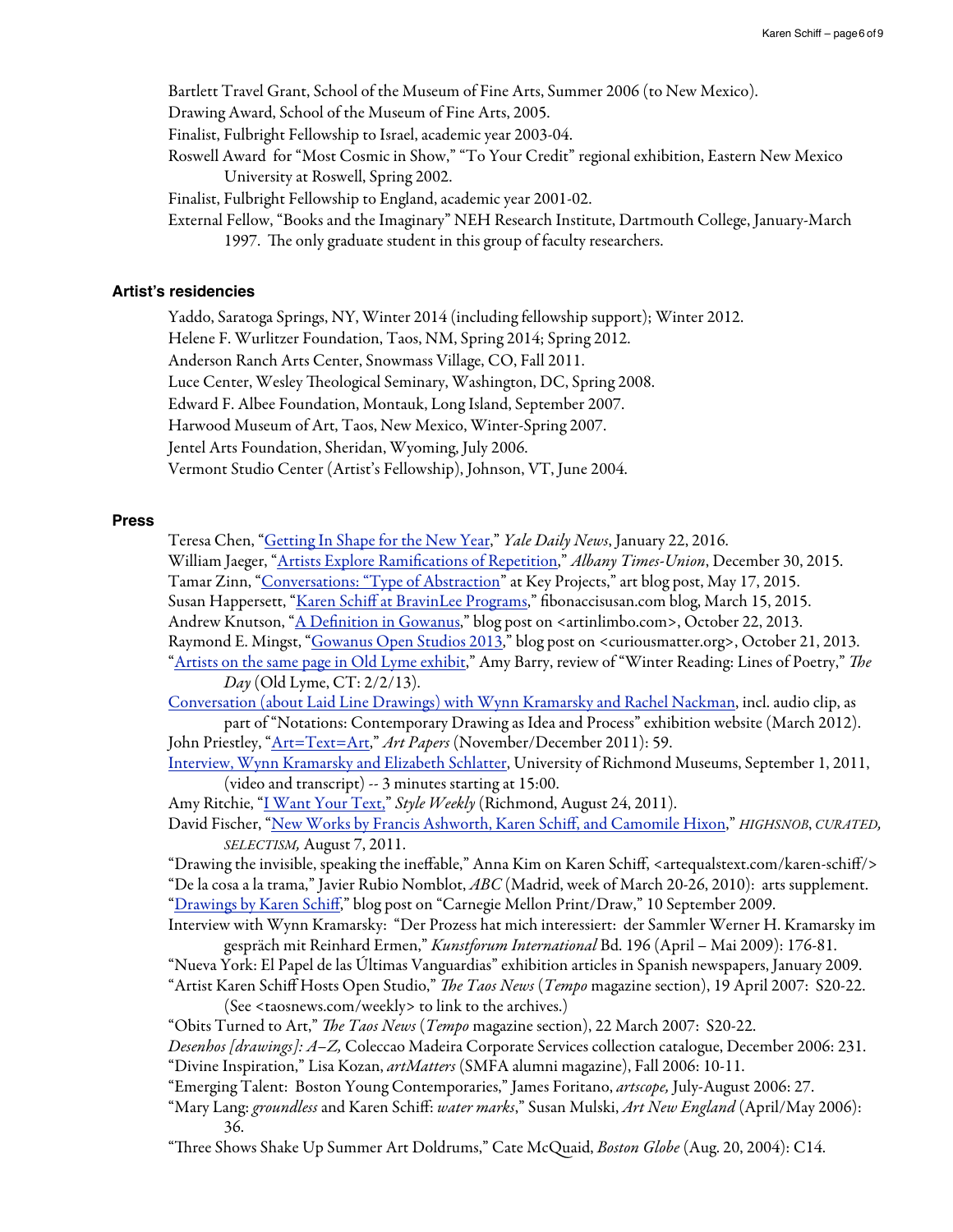Bartlett Travel Grant, School of the Museum of Fine Arts, Summer 2006 (to New Mexico).

Drawing Award, School of the Museum of Fine Arts, 2005.

Finalist, Fulbright Fellowship to Israel, academic year 2003-04.

Roswell Award for "Most Cosmic in Show," "To Your Credit" regional exhibition, Eastern New Mexico University at Roswell, Spring 2002.

Finalist, Fulbright Fellowship to England, academic year 2001-02.

External Fellow, "Books and the Imaginary" NEH Research Institute, Dartmouth College, January-March 1997. The only graduate student in this group of faculty researchers.

### Artist's residencies

Yaddo, Saratoga Springs, NY, Winter 2014 (including fellowship support); Winter 2012.

Helene F. Wurlitzer Foundation, Taos, NM, Spring 2014; Spring 2012.

Anderson Ranch Arts Center, Snowmass Village, CO, Fall 2011.

Luce Center, Wesley Theological Seminary, Washington, DC, Spring 2008.

Edward F. Albee Foundation, Montauk, Long Island, September 2007.

Harwood Museum of Art, Taos, New Mexico, Winter-Spring 2007.

Jentel Arts Foundation, Sheridan, Wyoming, July 2006.

Vermont Studio Center (Artist's Fellowship), Johnson, VT, June 2004.

### Press

Teresa Chen, "Getting In Shape for the New Year," *Yale Daily News*, January 22, 2016.

William Jaeger, "Artists Explore Ramifications of Repetition," *Albany Times-Union*, December 30, 2015.

Tamar Zinn, "Conversations: "Type of Abstraction" at Key Projects," art blog post, May 17, 2015.

Susan Happersett, "Karen Schiff at BravinLee Programs," fibonaccisusan.com blog, March 15, 2015.

Andrew Knutson, "A Definition in Gowanus," blog post on <artinlimbo.com>, October 22, 2013.

Raymond E. Mingst, "Gowanus Open Studios 2013," blog post on <curiousmatter.org>, October 21, 2013.

"Artists on the same page in Old Lyme exhibit," Amy Barry, review of "Winter Reading: Lines of Poetry," *The Day* (Old Lyme, CT: 2/2/13).

Conversation (about Laid Line Drawings) with Wynn Kramarsky and Rachel Nackman, incl. audio clip, as part of "Notations: Contemporary Drawing as Idea and Process" exhibition website (March 2012).

John Priestley, "Art=Text=Art," *Art Papers* (November/December 2011): 59.

Interview, Wynn Kramarsky and Elizabeth Schlatter, University of Richmond Museums, September 1, 2011, (video and transcript) -- 3 minutes starting at 15:00.

Amy Ritchie, "I Want Your Text," *Style Weekly* (Richmond, August 24, 2011).

David Fischer, "New Works by Francis Ashworth, Karen Schiff, and Camomile Hixon," *HIGHSNOB*, *CURATED, SELECTISM,* August 7, 2011.

"Drawing the invisible, speaking the ineffable," Anna Kim on Karen Schiff, <artequalstext.com/karen-schiff/>

"De la cosa a la trama," Javier Rubio Nomblot, *ABC* (Madrid, week of March 20-26, 2010): arts supplement.

"Drawings by Karen Schiff," blog post on "Carnegie Mellon Print/Draw," 10 September 2009.

Interview with Wynn Kramarsky: "Der Prozess hat mich interessiert: der Sammler Werner H. Kramarsky im gespräch mit Reinhard Ermen," *Kunstforum International* Bd. 196 (April – Mai 2009): 176-81.

"Nueva York: El Papel de las Últimas Vanguardias" exhibition articles in Spanish newspapers, January 2009.

"Artist Karen Schiff Hosts Open Studio," *The Taos News* (*Tempo* magazine section), 19 April 2007: S20-22. (See <taosnews.com/weekly> to link to the archives.)

"Obits Turned to Art," *The Taos News* (*Tempo* magazine section), 22 March 2007: S20-22.

*Desenhos [drawings]: A–Z,* Coleccao Madeira Corporate Services collection catalogue, December 2006: 231.

"Divine Inspiration," Lisa Kozan, *artMatters* (SMFA alumni magazine), Fall 2006: 10-11.

"Emerging Talent: Boston Young Contemporaries," James Foritano, *artscope,* July-August 2006: 27.

"Mary Lang: *groundless* and Karen Schiff: *water marks*," Susan Mulski, *Art New England* (April/May 2006): 36.

"Three Shows Shake Up Summer Art Doldrums," Cate McQuaid, *Boston Globe* (Aug. 20, 2004): C14.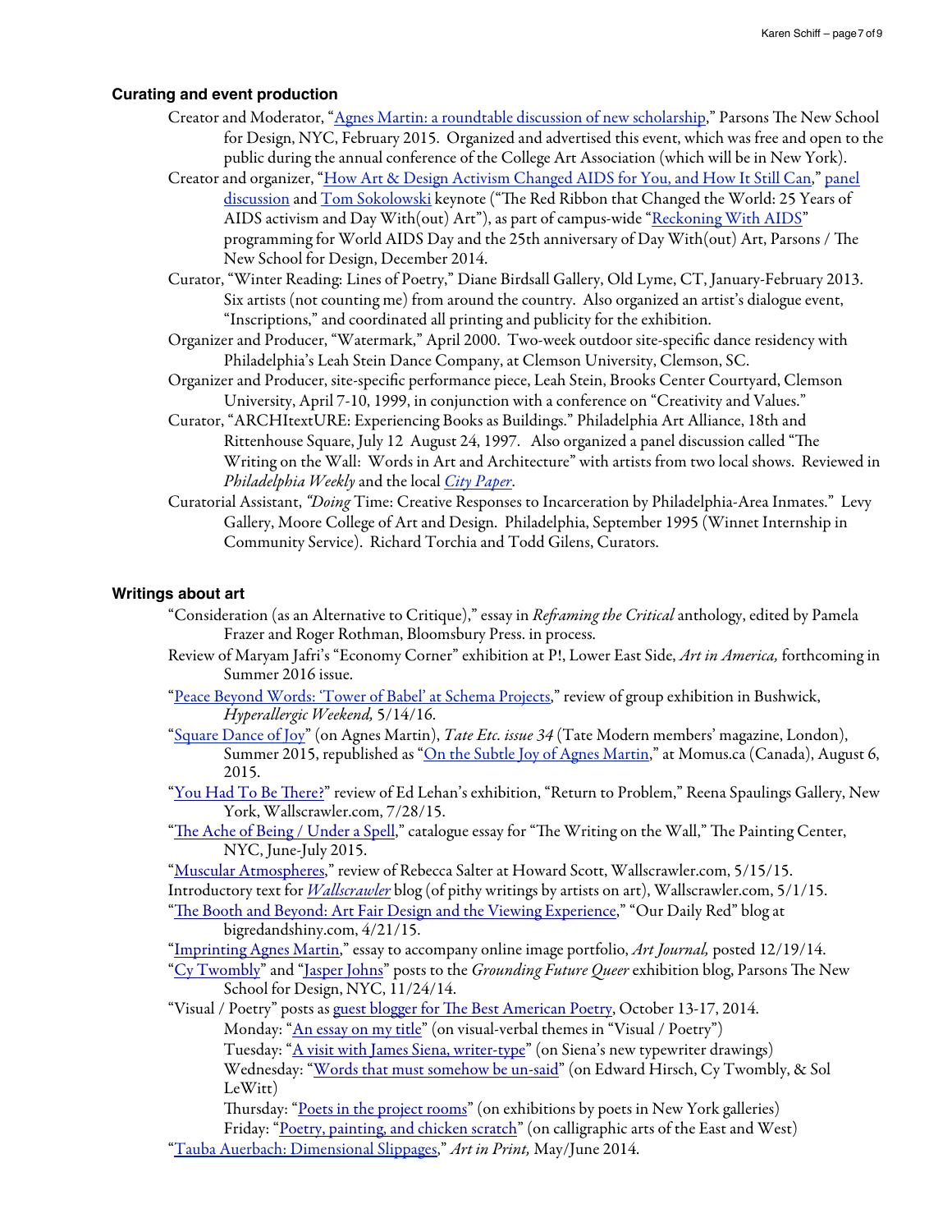### Curating and event production

Creator and Moderator, "Agnes Martin: a roundtable discussion of new scholarship," Parsons The New School for Design, NYC, February 2015. Organized and advertised this event, which was free and open to the public during the annual conference of the College Art Association (which will be in New York).

Creator and organizer, "How Art & Design Activism Changed AIDS for You, and How It Still Can," panel discussion and Tom Sokolowski keynote ("The Red Ribbon that Changed the World: 25 Years of AIDS activism and Day With(out) Art"), as part of campus-wide "Reckoning With AIDS" programming for World AIDS Day and the 25th anniversary of Day With(out) Art, Parsons / The New School for Design, December 2014.

Curator, "Winter Reading: Lines of Poetry," Diane Birdsall Gallery, Old Lyme, CT, January-February 2013. Six artists (not counting me) from around the country. Also organized an artist's dialogue event, "Inscriptions," and coordinated all printing and publicity for the exhibition.

Organizer and Producer, "Watermark," April 2000. Two-week outdoor site-specific dance residency with Philadelphia's Leah Stein Dance Company, at Clemson University, Clemson, SC.

Organizer and Producer, site-specific performance piece, Leah Stein, Brooks Center Courtyard, Clemson University, April 7-10, 1999, in conjunction with a conference on "Creativity and Values."

Curator, "ARCHItextURE: Experiencing Books as Buildings." Philadelphia Art Alliance, 18th and Rittenhouse Square, July 12 August 24, 1997. Also organized a panel discussion called "The Writing on the Wall: Words in Art and Architecture" with artists from two local shows. Reviewed in *Philadelphia Weekly* and the local *City Paper*.

Curatorial Assistant, *"Doing* Time: Creative Responses to Incarceration by Philadelphia-Area Inmates." Levy Gallery, Moore College of Art and Design. Philadelphia, September 1995 (Winnet Internship in Community Service). Richard Torchia and Todd Gilens, Curators.

### Writings about art

"Consideration (as an Alternative to Critique)," essay in *Reframing the Critical* anthology, edited by Pamela Frazer and Roger Rothman, Bloomsbury Press. in process.

Review of Maryam Jafri's "Economy Corner" exhibition at P!, Lower East Side, *Art in America,* forthcoming in Summer 2016 issue.

"Peace Beyond Words: 'Tower of Babel' at Schema Projects," review of group exhibition in Bushwick, *Hyperallergic Weekend,* 5/14/16.

"Square Dance of Joy" (on Agnes Martin), *Tate Etc. issue 34* (Tate Modern members' magazine, London), Summer 2015, republished as "On the Subtle Joy of Agnes Martin," at Momus.ca (Canada), August 6, 2015.

"You Had To Be There?" review of Ed Lehan's exhibition, "Return to Problem," Reena Spaulings Gallery, New York, Wallscrawler.com, 7/28/15.

"The Ache of Being / Under a Spell," catalogue essay for "The Writing on the Wall," The Painting Center, NYC, June-July 2015.

"Muscular Atmospheres," review of Rebecca Salter at Howard Scott, Wallscrawler.com, 5/15/15.

Introductory text for *Wallscrawler* blog (of pithy writings by artists on art), Wallscrawler.com, 5/1/15.

"The Booth and Beyond: Art Fair Design and the Viewing Experience," "Our Daily Red" blog at bigredandshiny.com, 4/21/15.

"Imprinting Agnes Martin," essay to accompany online image portfolio, *Art Journal,* posted 12/19/14.

"Cy Twombly" and "Jasper Johns" posts to the *Grounding Future Queer* exhibition blog, Parsons The New School for Design, NYC, 11/24/14.

"Visual / Poetry" posts as guest blogger for The Best American Poetry, October 13-17, 2014.

- Monday: "An essay on my title" (on visual-verbal themes in "Visual / Poetry")
- Tuesday: "A visit with James Siena, writer-type" (on Siena's new typewriter drawings)
- Wednesday: "Words that must somehow be un-said" (on Edward Hirsch, Cy Twombly, & Sol LeWitt)
- Thursday: "Poets in the project rooms" (on exhibitions by poets in New York galleries)
- Friday: "Poetry, painting, and chicken scratch" (on calligraphic arts of the East and West)

"Tauba Auerbach: Dimensional Slippages," *Art in Print,* May/June 2014.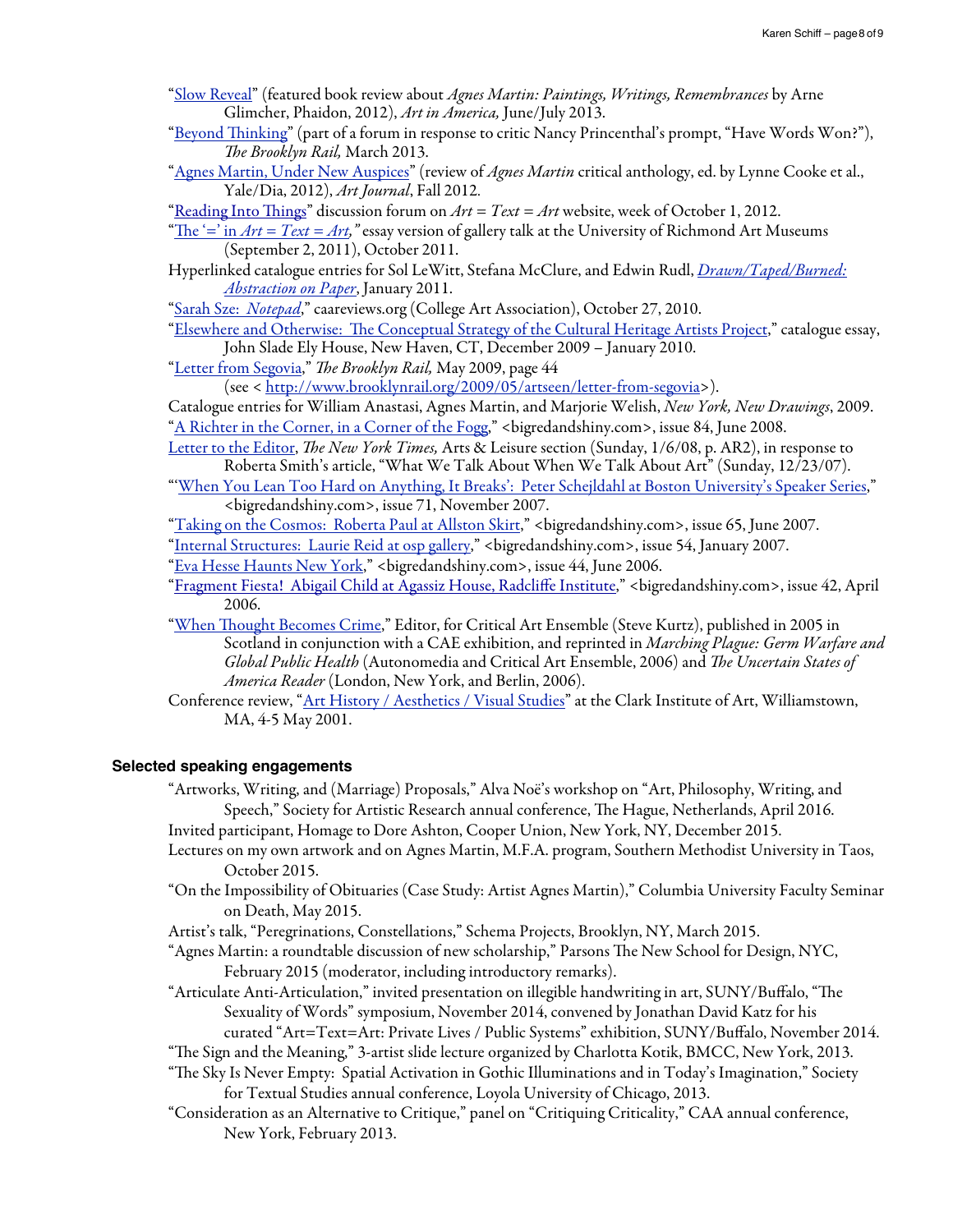"Slow Reveal" (featured book review about *Agnes Martin: Paintings, Writings, Remembrances* by Arne Glimcher, Phaidon, 2012), *Art in America,* June/July 2013.

"Beyond Thinking" (part of a forum in response to critic Nancy Princenthal's prompt, "Have Words Won?"), *The Brooklyn Rail,* March 2013.

"Agnes Martin, Under New Auspices" (review of *Agnes Martin* critical anthology, ed. by Lynne Cooke et al., Yale/Dia, 2012), *Art Journal*, Fall 2012.

"Reading Into Things" discussion forum on *Art = Text = Art* website, week of October 1, 2012.

"The '=' in *Art = Text = Art,*" essay version of gallery talk at the University of Richmond Art Museums (September 2, 2011), October 2011.

Hyperlinked catalogue entries for Sol LeWitt, Stefana McClure, and Edwin Rudl, *Drawn/Taped/Burned: Abstraction on Paper*, January 2011.

"Sarah Sze: *Notepad*," caareviews.org (College Art Association), October 27, 2010.

"Elsewhere and Otherwise: The Conceptual Strategy of the Cultural Heritage Artists Project," catalogue essay, John Slade Ely House, New Haven, CT, December 2009 – January 2010.

"Letter from Segovia," *The Brooklyn Rail,* May 2009, page 44 (see < http://www.brooklynrail.org/2009/05/artseen/letter-from-segovia>).

Catalogue entries for William Anastasi, Agnes Martin, and Marjorie Welish, *New York, New Drawings*, 2009.

"A Richter in the Corner, in a Corner of the Fogg," <bigredandshiny.com>, issue 84, June 2008.

Letter to the Editor, *The New York Times,* Arts & Leisure section (Sunday, 1/6/08, p. AR2), in response to Roberta Smith's article, "What We Talk About When We Talk About Art" (Sunday, 12/23/07).

"'When You Lean Too Hard on Anything, It Breaks': Peter Schejldahl at Boston University's Speaker Series," <bigredandshiny.com>, issue 71, November 2007.

"Taking on the Cosmos: Roberta Paul at Allston Skirt," <bigredandshiny.com>, issue 65, June 2007.

"Internal Structures: Laurie Reid at osp gallery," <bigredandshiny.com>, issue 54, January 2007.

"Eva Hesse Haunts New York," <bigredandshiny.com>, issue 44, June 2006.

"Fragment Fiesta! Abigail Child at Agassiz House, Radcliffe Institute," <bigredandshiny.com>, issue 42, April 2006.

"When Thought Becomes Crime," Editor, for Critical Art Ensemble (Steve Kurtz), published in 2005 in Scotland in conjunction with a CAE exhibition, and reprinted in *Marching Plague: Germ Warfare and Global Public Health* (Autonomedia and Critical Art Ensemble, 2006) and *The Uncertain States of America Reader* (London, New York, and Berlin, 2006).

Conference review, "Art History / Aesthetics / Visual Studies" at the Clark Institute of Art, Williamstown, MA, 4-5 May 2001.

### Selected speaking engagements

"Artworks, Writing, and (Marriage) Proposals," Alva Noë's workshop on "Art, Philosophy, Writing, and Speech," Society for Artistic Research annual conference, The Hague, Netherlands, April 2016.

Invited participant, Homage to Dore Ashton, Cooper Union, New York, NY, December 2015.

Lectures on my own artwork and on Agnes Martin, M.F.A. program, Southern Methodist University in Taos, October 2015.

"On the Impossibility of Obituaries (Case Study: Artist Agnes Martin)," Columbia University Faculty Seminar on Death, May 2015.

Artist's talk, "Peregrinations, Constellations," Schema Projects, Brooklyn, NY, March 2015.

"Agnes Martin: a roundtable discussion of new scholarship," Parsons The New School for Design, NYC, February 2015 (moderator, including introductory remarks).

"Articulate Anti-Articulation," invited presentation on illegible handwriting in art, SUNY/Buffalo, "The Sexuality of Words" symposium, November 2014, convened by Jonathan David Katz for his curated "Art=Text=Art: Private Lives / Public Systems" exhibition, SUNY/Buffalo, November 2014.

"The Sign and the Meaning," 3-artist slide lecture organized by Charlotta Kotik, BMCC, New York, 2013.

"The Sky Is Never Empty: Spatial Activation in Gothic Illuminations and in Today's Imagination," Society for Textual Studies annual conference, Loyola University of Chicago, 2013.

"Consideration as an Alternative to Critique," panel on "Critiquing Criticality," CAA annual conference, New York, February 2013.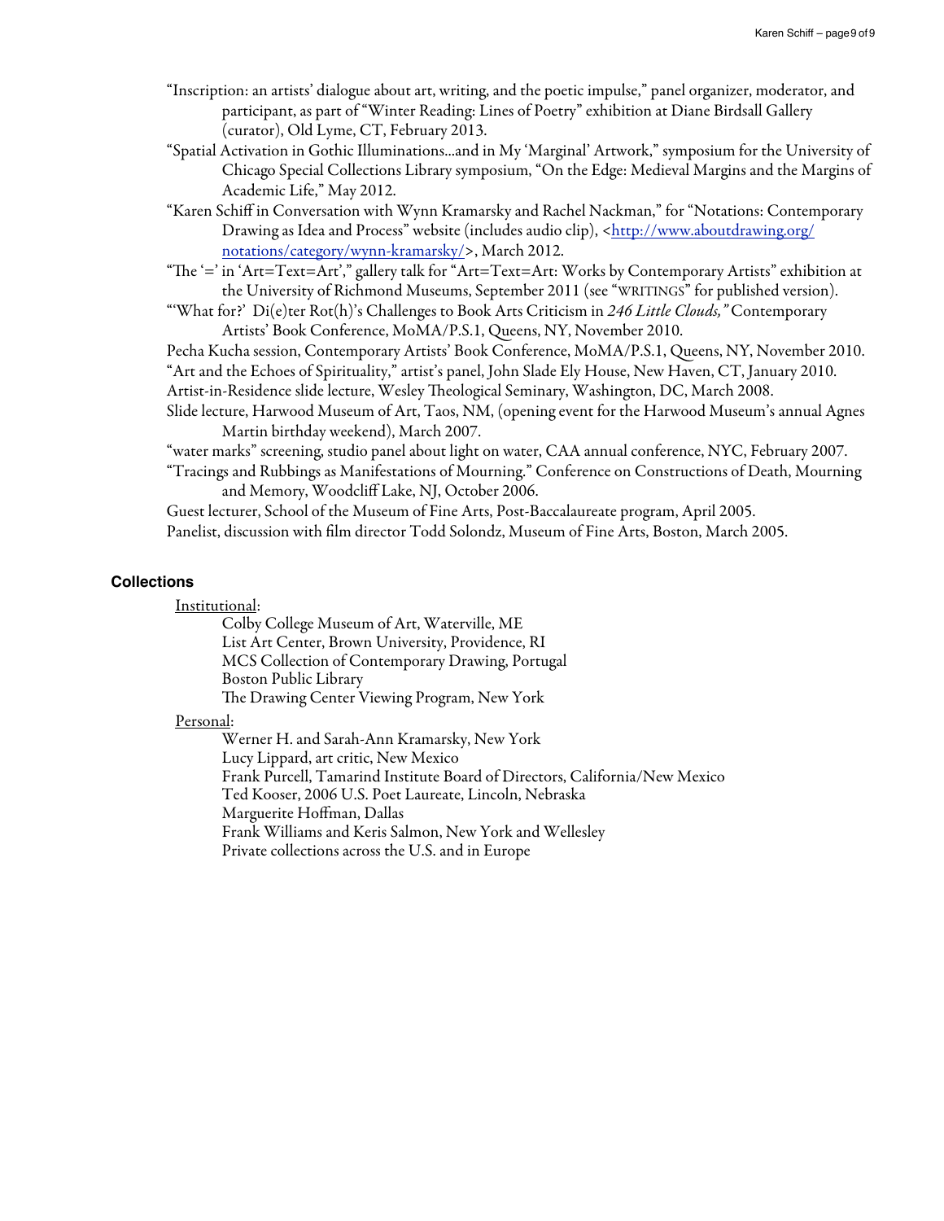"Inscription: an artists' dialogue about art, writing, and the poetic impulse," panel organizer, moderator, and participant, as part of "Winter Reading: Lines of Poetry" exhibition at Diane Birdsall Gallery (curator), Old Lyme, CT, February 2013.

"Spatial Activation in Gothic Illuminations...and in My 'Marginal' Artwork," symposium for the University of Chicago Special Collections Library symposium, "On the Edge: Medieval Margins and the Margins of Academic Life," May 2012.

"Karen Schiff in Conversation with Wynn Kramarsky and Rachel Nackman," for "Notations: Contemporary Drawing as Idea and Process" website (includes audio clip), <http://www.aboutdrawing.org/notations/category/wynn-kramarsky/>, March 2012.

"The '=' in 'Art=Text=Art'," gallery talk for "Art=Text=Art: Works by Contemporary Artists" exhibition at the University of Richmond Museums, September 2011 (see "WRITINGS" for published version).

"'What for?' Di(e)ter Rot(h)'s Challenges to Book Arts Criticism in *246 Little Clouds,"* Contemporary Artists' Book Conference, MoMA/P.S.1, Queens, NY, November 2010.

Pecha Kucha session, Contemporary Artists' Book Conference, MoMA/P.S.1, Queens, NY, November 2010.

"Art and the Echoes of Spirituality," artist's panel, John Slade Ely House, New Haven, CT, January 2010.

Artist-in-Residence slide lecture, Wesley Theological Seminary, Washington, DC, March 2008.

Slide lecture, Harwood Museum of Art, Taos, NM, (opening event for the Harwood Museum's annual Agnes Martin birthday weekend), March 2007.

"water marks" screening, studio panel about light on water, CAA annual conference, NYC, February 2007.

"Tracings and Rubbings as Manifestations of Mourning." Conference on Constructions of Death, Mourning and Memory, Woodcliff Lake, NJ, October 2006.

Guest lecturer, School of the Museum of Fine Arts, Post-Baccalaureate program, April 2005.

Panelist, discussion with film director Todd Solondz, Museum of Fine Arts, Boston, March 2005.

## Collections

Institutional:

- Colby College Museum of Art, Waterville, ME
- List Art Center, Brown University, Providence, RI
- MCS Collection of Contemporary Drawing, Portugal
- Boston Public Library
- The Drawing Center Viewing Program, New York

Personal:

- Werner H. and Sarah-Ann Kramarsky, New York
- Lucy Lippard, art critic, New Mexico
- Frank Purcell, Tamarind Institute Board of Directors, California/New Mexico
- Ted Kooser, 2006 U.S. Poet Laureate, Lincoln, Nebraska
- Marguerite Hoffman, Dallas
- Frank Williams and Keris Salmon, New York and Wellesley
- Private collections across the U.S. and in Europe